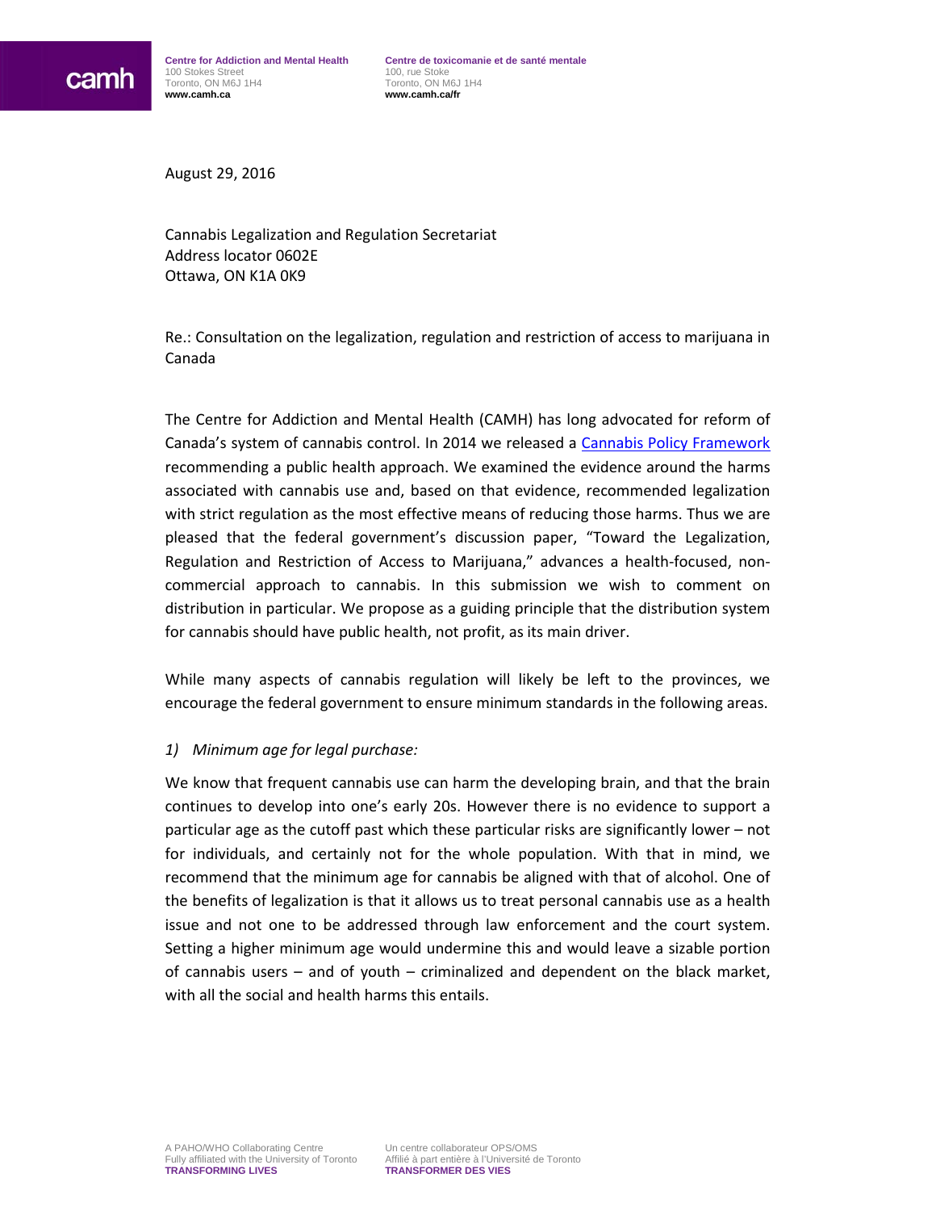camh

**Centre for Addiction and Mental Health**
100 Stokes Street
Toronto, ON M6J 1H4
**www.camh.ca**

**Centre de toxicomanie et de santé mentale**
100, rue Stoke
Toronto, ON M6J 1H4
**www.camh.ca/fr**

August 29, 2016

Cannabis Legalization and Regulation Secretariat
Address locator 0602E
Ottawa, ON K1A 0K9

Re.: Consultation on the legalization, regulation and restriction of access to marijuana in Canada

The Centre for Addiction and Mental Health (CAMH) has long advocated for reform of Canada's system of cannabis control. In 2014 we released a Cannabis Policy Framework recommending a public health approach. We examined the evidence around the harms associated with cannabis use and, based on that evidence, recommended legalization with strict regulation as the most effective means of reducing those harms. Thus we are pleased that the federal government's discussion paper, "Toward the Legalization, Regulation and Restriction of Access to Marijuana," advances a health-focused, non-commercial approach to cannabis. In this submission we wish to comment on distribution in particular. We propose as a guiding principle that the distribution system for cannabis should have public health, not profit, as its main driver.

While many aspects of cannabis regulation will likely be left to the provinces, we encourage the federal government to ensure minimum standards in the following areas.

*1) Minimum age for legal purchase:*

We know that frequent cannabis use can harm the developing brain, and that the brain continues to develop into one's early 20s. However there is no evidence to support a particular age as the cutoff past which these particular risks are significantly lower – not for individuals, and certainly not for the whole population. With that in mind, we recommend that the minimum age for cannabis be aligned with that of alcohol. One of the benefits of legalization is that it allows us to treat personal cannabis use as a health issue and not one to be addressed through law enforcement and the court system. Setting a higher minimum age would undermine this and would leave a sizable portion of cannabis users – and of youth – criminalized and dependent on the black market, with all the social and health harms this entails.

A PAHO/WHO Collaborating Centre
Fully affiliated with the University of Toronto
**TRANSFORMING LIVES**

Un centre collaborateur OPS/OMS
Affilié à part entière à l'Université de Toronto
**TRANSFORMER DES VIES**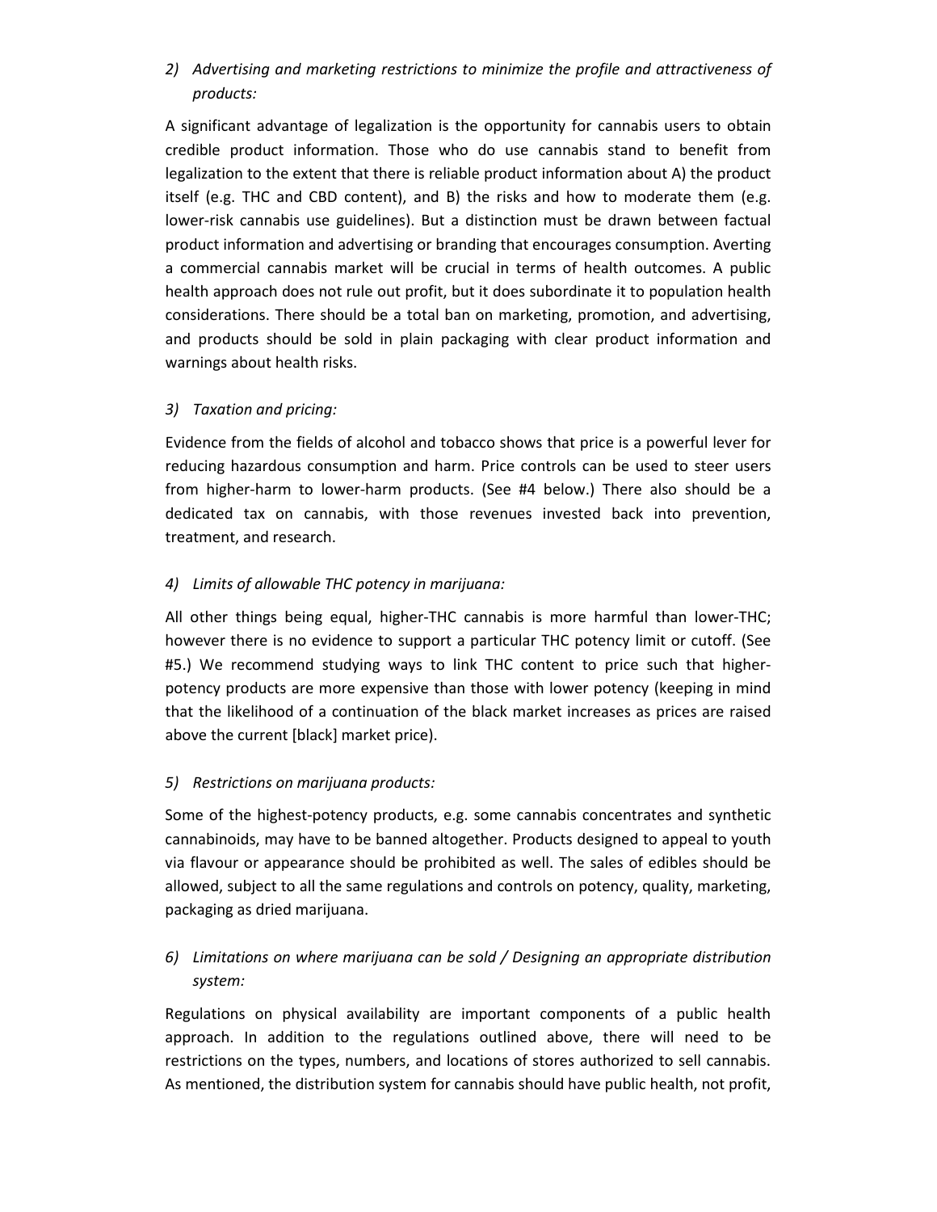2) *Advertising and marketing restrictions to minimize the profile and attractiveness of products:*

A significant advantage of legalization is the opportunity for cannabis users to obtain credible product information. Those who do use cannabis stand to benefit from legalization to the extent that there is reliable product information about A) the product itself (e.g. THC and CBD content), and B) the risks and how to moderate them (e.g. lower-risk cannabis use guidelines). But a distinction must be drawn between factual product information and advertising or branding that encourages consumption. Averting a commercial cannabis market will be crucial in terms of health outcomes. A public health approach does not rule out profit, but it does subordinate it to population health considerations. There should be a total ban on marketing, promotion, and advertising, and products should be sold in plain packaging with clear product information and warnings about health risks.

3) *Taxation and pricing:*

Evidence from the fields of alcohol and tobacco shows that price is a powerful lever for reducing hazardous consumption and harm. Price controls can be used to steer users from higher-harm to lower-harm products. (See #4 below.) There also should be a dedicated tax on cannabis, with those revenues invested back into prevention, treatment, and research.

4) *Limits of allowable THC potency in marijuana:*

All other things being equal, higher-THC cannabis is more harmful than lower-THC; however there is no evidence to support a particular THC potency limit or cutoff. (See #5.) We recommend studying ways to link THC content to price such that higher-potency products are more expensive than those with lower potency (keeping in mind that the likelihood of a continuation of the black market increases as prices are raised above the current [black] market price).

5) *Restrictions on marijuana products:*

Some of the highest-potency products, e.g. some cannabis concentrates and synthetic cannabinoids, may have to be banned altogether. Products designed to appeal to youth via flavour or appearance should be prohibited as well. The sales of edibles should be allowed, subject to all the same regulations and controls on potency, quality, marketing, packaging as dried marijuana.

6) *Limitations on where marijuana can be sold / Designing an appropriate distribution system:*

Regulations on physical availability are important components of a public health approach. In addition to the regulations outlined above, there will need to be restrictions on the types, numbers, and locations of stores authorized to sell cannabis. As mentioned, the distribution system for cannabis should have public health, not profit,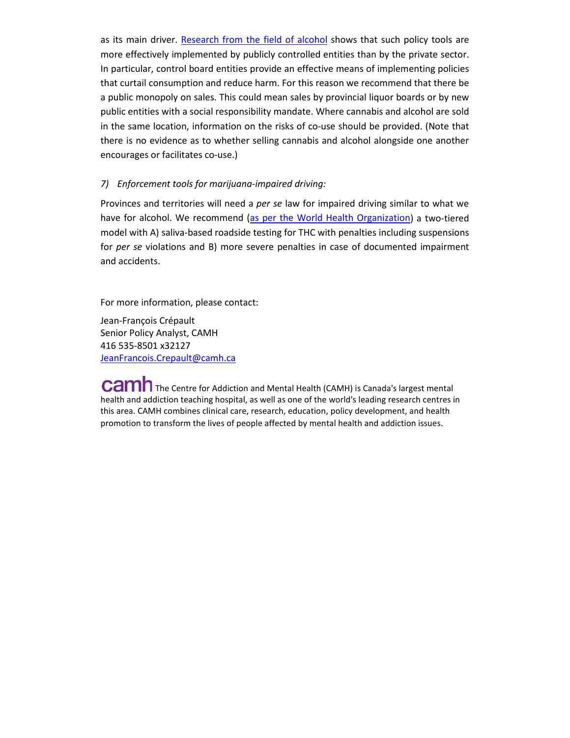as its main driver. [Research from the field of alcohol] shows that such policy tools are more effectively implemented by publicly controlled entities than by the private sector. In particular, control board entities provide an effective means of implementing policies that curtail consumption and reduce harm. For this reason we recommend that there be a public monopoly on sales. This could mean sales by provincial liquor boards or by new public entities with a social responsibility mandate. Where cannabis and alcohol are sold in the same location, information on the risks of co-use should be provided. (Note that there is no evidence as to whether selling cannabis and alcohol alongside one another encourages or facilitates co-use.)

*7) Enforcement tools for marijuana-impaired driving:*

Provinces and territories will need a *per se* law for impaired driving similar to what we have for alcohol. We recommend ([as per the World Health Organization]) a two-tiered model with A) saliva-based roadside testing for THC with penalties including suspensions for *per se* violations and B) more severe penalties in case of documented impairment and accidents.

For more information, please contact:

Jean-François Crépault
Senior Policy Analyst, CAMH
416 535-8501 x32127
JeanFrancois.Crepault@camh.ca

**camh** The Centre for Addiction and Mental Health (CAMH) is Canada's largest mental health and addiction teaching hospital, as well as one of the world's leading research centres in this area. CAMH combines clinical care, research, education, policy development, and health promotion to transform the lives of people affected by mental health and addiction issues.